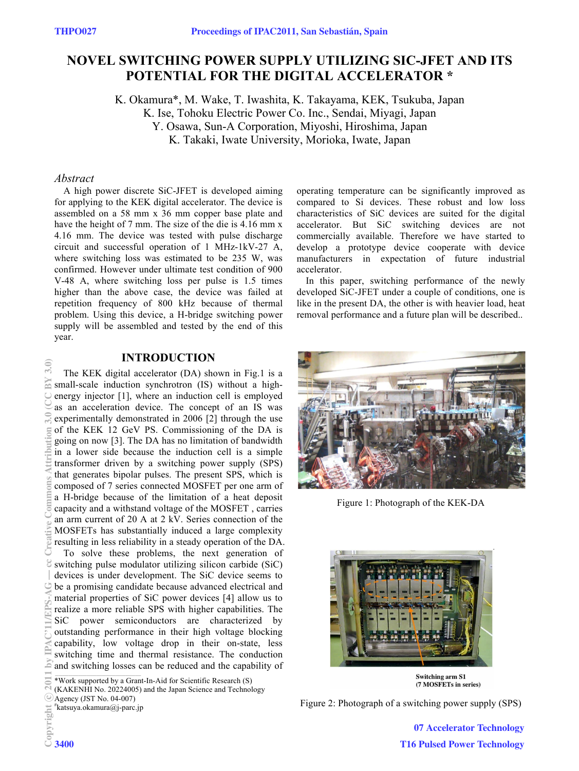# NOVEL SWITCHING POWER SUPPLY UTILIZING SIC-JFET AND ITS POTENTIAL FOR THE DIGITAL ACCELERATOR *

K. Okamura*, M. Wake, T. Iwashita, K. Takayama, KEK, Tsukuba, Japan
K. Ise, Tohoku Electric Power Co. Inc., Sendai, Miyagi, Japan
Y. Osawa, Sun-A Corporation, Miyoshi, Hiroshima, Japan
K. Takaki, Iwate University, Morioka, Iwate, Japan

## *Abstract*

A high power discrete SiC-JFET is developed aiming for applying to the KEK digital accelerator. The device is assembled on a 58 mm x 36 mm copper base plate and have the height of 7 mm. The size of the die is 4.16 mm x 4.16 mm. The device was tested with pulse discharge circuit and successful operation of 1 MHz-1kV-27 A, where switching loss was estimated to be 235 W, was confirmed. However under ultimate test condition of 900 V-48 A, where switching loss per pulse is 1.5 times higher than the above case, the device was failed at repetition frequency of 800 kHz because of thermal problem. Using this device, a H-bridge switching power supply will be assembled and tested by the end of this year.

## INTRODUCTION

The KEK digital accelerator (DA) shown in Fig.1 is a small-scale induction synchrotron (IS) without a high-energy injector [1], where an induction cell is employed as an acceleration device. The concept of an IS was experimentally demonstrated in 2006 [2] through the use of the KEK 12 GeV PS. Commissioning of the DA is going on now [3]. The DA has no limitation of bandwidth in a lower side because the induction cell is a simple transformer driven by a switching power supply (SPS) that generates bipolar pulses. The present SPS, which is composed of 7 series connected MOSFET per one arm of a H-bridge because of the limitation of a heat deposit capacity and a withstand voltage of the MOSFET , carries an arm current of 20 A at 2 kV. Series connection of the MOSFETs has substantially induced a large complexity resulting in less reliability in a steady operation of the DA.

To solve these problems, the next generation of switching pulse modulator utilizing silicon carbide (SiC) devices is under development. The SiC device seems to be a promising candidate because advanced electrical and material properties of SiC power devices [4] allow us to realize a more reliable SPS with higher capabilities. The SiC power semiconductors are characterized by outstanding performance in their high voltage blocking capability, low voltage drop in their on-state, less switching time and thermal resistance. The conduction and switching losses can be reduced and the capability of operating temperature can be significantly improved as compared to Si devices. These robust and low loss characteristics of SiC devices are suited for the digital accelerator. But SiC switching devices are not commercially available. Therefore we have started to develop a prototype device cooperate with device manufacturers in expectation of future industrial accelerator.

In this paper, switching performance of the newly developed SiC-JFET under a couple of conditions, one is like in the present DA, the other is with heavier load, heat removal performance and a future plan will be described..

Figure 1: Photograph of the KEK-DA

Switching arm S1
(7 MOSFETs in series)

Figure 2: Photograph of a switching power supply (SPS)

*Work supported by a Grant-In-Aid for Scientific Research (S) (KAKENHI No. 20224005) and the Japan Science and Technology Agency (JST No. 04-007)
#katsuya.okamura@j-parc.jp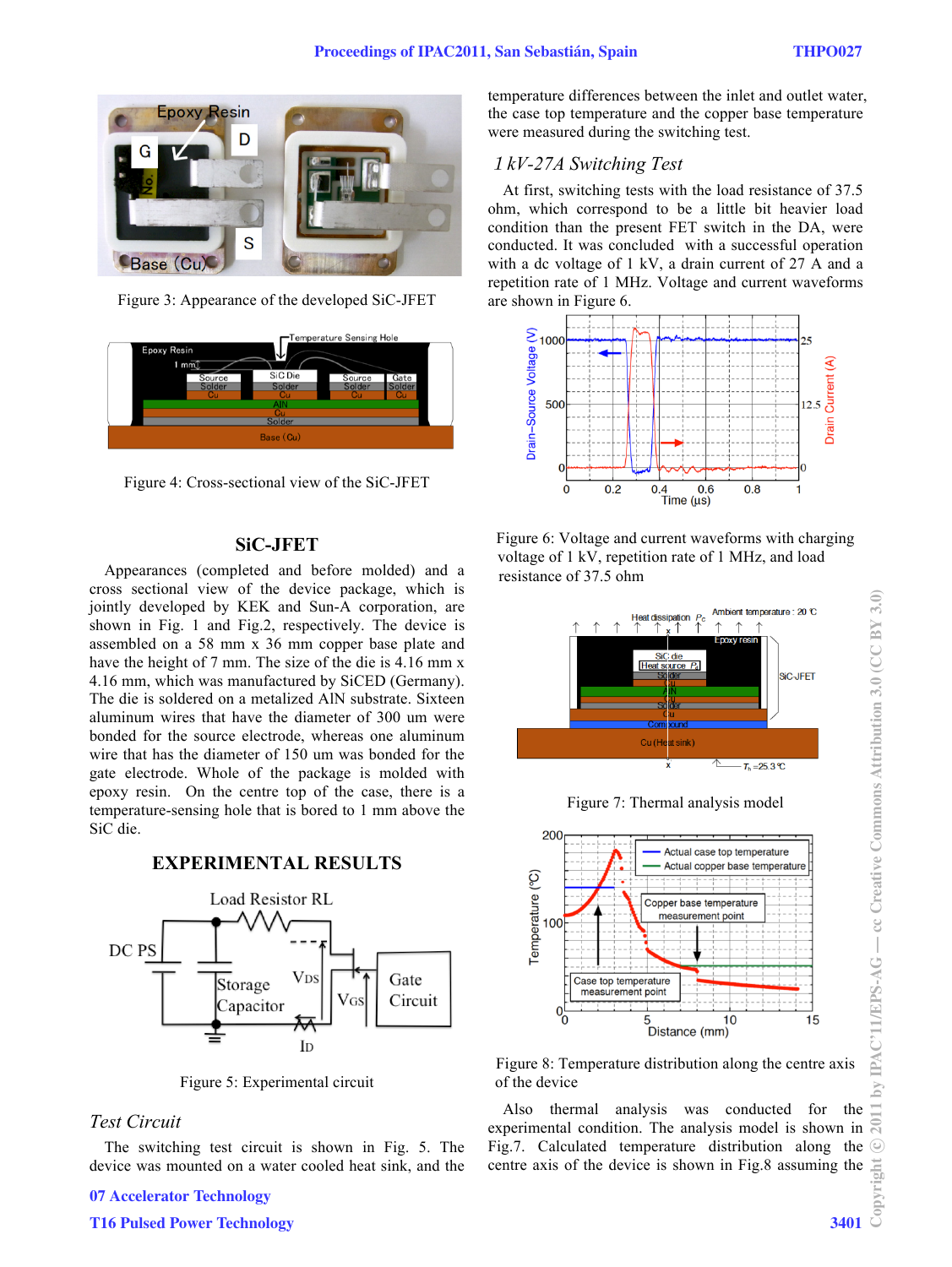Figure 3: Appearance of the developed SiC-JFET

Figure 4: Cross-sectional view of the SiC-JFET

## SiC-JFET

Appearances (completed and before molded) and a cross sectional view of the device package, which is jointly developed by KEK and Sun-A corporation, are shown in Fig. 1 and Fig.2, respectively. The device is assembled on a 58 mm x 36 mm copper base plate and have the height of 7 mm. The size of the die is 4.16 mm x 4.16 mm, which was manufactured by SiCED (Germany). The die is soldered on a metalized AlN substrate. Sixteen aluminum wires that have the diameter of 300 um were bonded for the source electrode, whereas one aluminum wire that has the diameter of 150 um was bonded for the gate electrode. Whole of the package is molded with epoxy resin. On the centre top of the case, there is a temperature-sensing hole that is bored to 1 mm above the SiC die.

## EXPERIMENTAL RESULTS

Figure 5: Experimental circuit

### *Test Circuit*

The switching test circuit is shown in Fig. 5. The device was mounted on a water cooled heat sink, and the temperature differences between the inlet and outlet water, the case top temperature and the copper base temperature were measured during the switching test.

### *1 kV-27A Switching Test*

At first, switching tests with the load resistance of 37.5 ohm, which correspond to be a little bit heavier load condition than the present FET switch in the DA, were conducted. It was concluded with a successful operation with a dc voltage of 1 kV, a drain current of 27 A and a repetition rate of 1 MHz. Voltage and current waveforms are shown in Figure 6.

Figure 6: Voltage and current waveforms with charging voltage of 1 kV, repetition rate of 1 MHz, and load resistance of 37.5 ohm

Figure 7: Thermal analysis model

Figure 8: Temperature distribution along the centre axis of the device

Also thermal analysis was conducted for the experimental condition. The analysis model is shown in Fig.7. Calculated temperature distribution along the centre axis of the device is shown in Fig.8 assuming the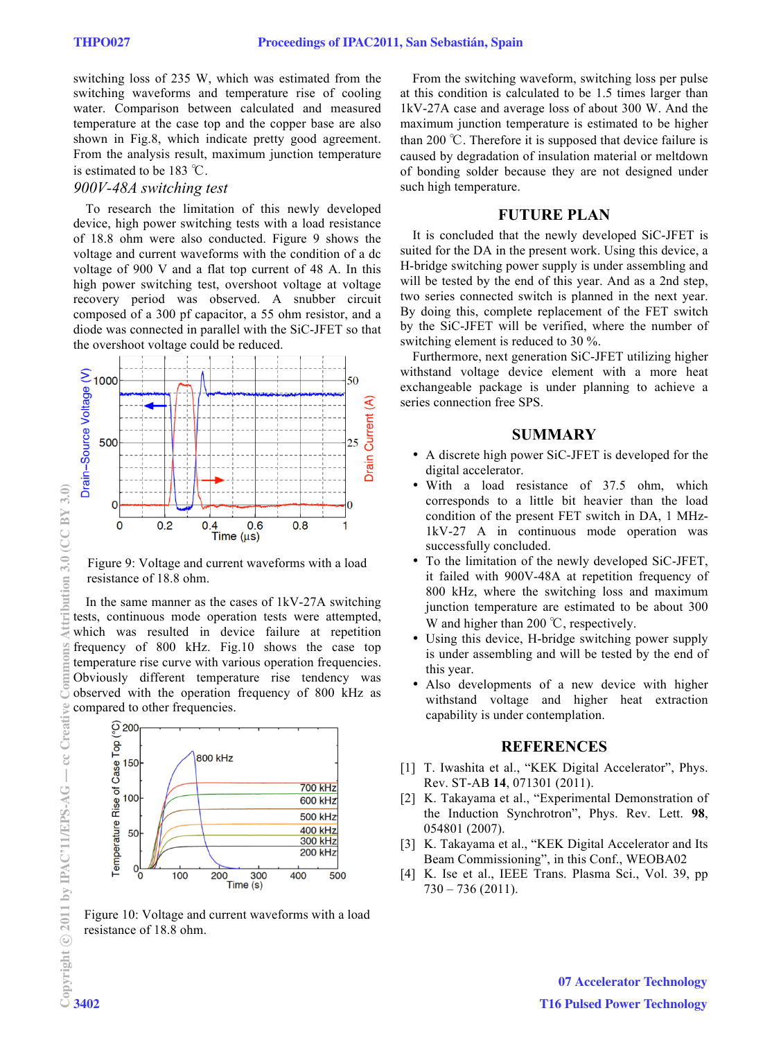switching loss of 235 W, which was estimated from the switching waveforms and temperature rise of cooling water. Comparison between calculated and measured temperature at the case top and the copper base are also shown in Fig.8, which indicate pretty good agreement. From the analysis result, maximum junction temperature is estimated to be 183 ℃.

### *900V-48A switching test*

To research the limitation of this newly developed device, high power switching tests with a load resistance of 18.8 ohm were also conducted. Figure 9 shows the voltage and current waveforms with the condition of a dc voltage of 900 V and a flat top current of 48 A. In this high power switching test, overshoot voltage at voltage recovery period was observed. A snubber circuit composed of a 300 pf capacitor, a 55 ohm resistor, and a diode was connected in parallel with the SiC-JFET so that the overshoot voltage could be reduced.

Drain–Source Voltage (V)
Drain Current (A)
1000
500
0
50
25
0
0 0.2 0.4 0.6 0.8 1
Time (µs)

Figure 9: Voltage and current waveforms with a load resistance of 18.8 ohm.

In the same manner as the cases of 1kV-27A switching tests, continuous mode operation tests were attempted, which was resulted in device failure at repetition frequency of 800 kHz. Fig.10 shows the case top temperature rise curve with various operation frequencies. Obviously different temperature rise tendency was observed with the operation frequency of 800 kHz as compared to other frequencies.

Temperature Rise of Case Top (°C)
200
150
100
50
0
0 100 200 300 400 500
Time (s)
800 kHz
700 kHz
600 kHz
500 kHz
400 kHz
300 kHz
200 kHz

Figure 10: Voltage and current waveforms with a load resistance of 18.8 ohm.

From the switching waveform, switching loss per pulse at this condition is calculated to be 1.5 times larger than 1kV-27A case and average loss of about 300 W. And the maximum junction temperature is estimated to be higher than 200 ℃. Therefore it is supposed that device failure is caused by degradation of insulation material or meltdown of bonding solder because they are not designed under such high temperature.

## FUTURE PLAN

It is concluded that the newly developed SiC-JFET is suited for the DA in the present work. Using this device, a H-bridge switching power supply is under assembling and will be tested by the end of this year. And as a 2nd step, two series connected switch is planned in the next year. By doing this, complete replacement of the FET switch by the SiC-JFET will be verified, where the number of switching element is reduced to 30 %.

Furthermore, next generation SiC-JFET utilizing higher withstand voltage device element with a more heat exchangeable package is under planning to achieve a series connection free SPS.

## SUMMARY

- A discrete high power SiC-JFET is developed for the digital accelerator.
- With a load resistance of 37.5 ohm, which corresponds to a little bit heavier than the load condition of the present FET switch in DA, 1 MHz-1kV-27 A in continuous mode operation was successfully concluded.
- To the limitation of the newly developed SiC-JFET, it failed with 900V-48A at repetition frequency of 800 kHz, where the switching loss and maximum junction temperature are estimated to be about 300 W and higher than 200 ℃, respectively.
- Using this device, H-bridge switching power supply is under assembling and will be tested by the end of this year.
- Also developments of a new device with higher withstand voltage and higher heat extraction capability is under contemplation.

## REFERENCES

[1] T. Iwashita et al., "KEK Digital Accelerator", Phys. Rev. ST-AB **14**, 071301 (2011).

[2] K. Takayama et al., "Experimental Demonstration of the Induction Synchrotron", Phys. Rev. Lett. **98**, 054801 (2007).

[3] K. Takayama et al., "KEK Digital Accelerator and Its Beam Commissioning", in this Conf., WEOBA02

[4] K. Ise et al., IEEE Trans. Plasma Sci., Vol. 39, pp 730 – 736 (2011).